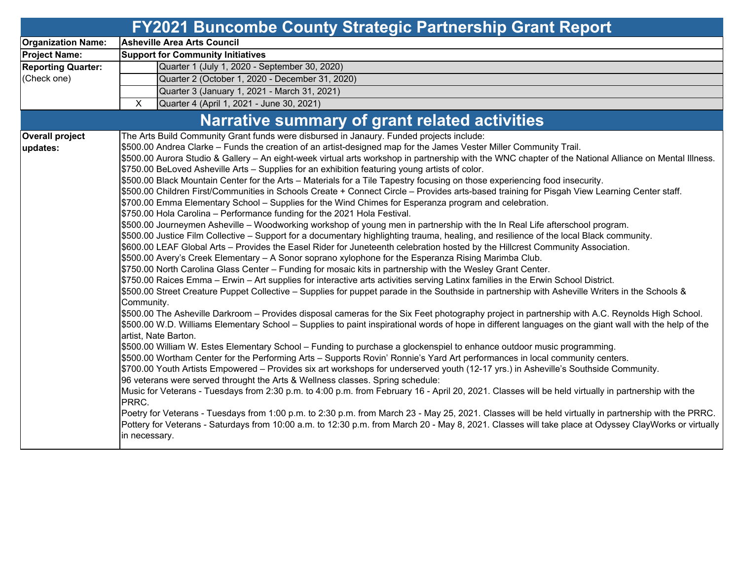# FY2021 Buncombe County Strategic Partnership Grant Report

| | | |
|---|---|---|
| **Organization Name:** | **Asheville Area Arts Council** | |
| **Project Name:** | **Support for Community Initiatives** | |
| **Reporting Quarter:** (Check one) | | Quarter 1 (July 1, 2020 - September 30, 2020) |
| | | Quarter 2 (October 1, 2020 - December 31, 2020) |
| | | Quarter 3 (January 1, 2021 - March 31, 2021) |
| | X | Quarter 4 (April 1, 2021 - June 30, 2021) |

## Narrative summary of grant related activities

**Overall project updates:**

The Arts Build Community Grant funds were disbursed in Janaury. Funded projects include:

$500.00 Andrea Clarke – Funds the creation of an artist-designed map for the James Vester Miller Community Trail.
$500.00 Aurora Studio & Gallery – An eight-week virtual arts workshop in partnership with the WNC chapter of the National Alliance on Mental Illness.
$750.00 BeLoved Asheville Arts – Supplies for an exhibition featuring young artists of color.
$500.00 Black Mountain Center for the Arts – Materials for a Tile Tapestry focusing on those experiencing food insecurity.
$500.00 Children First/Communities in Schools Create + Connect Circle – Provides arts-based training for Pisgah View Learning Center staff.
$700.00 Emma Elementary School – Supplies for the Wind Chimes for Esperanza program and celebration.
$750.00 Hola Carolina – Performance funding for the 2021 Hola Festival.
$500.00 Journeymen Asheville – Woodworking workshop of young men in partnership with the In Real Life afterschool program.
$500.00 Justice Film Collective – Support for a documentary highlighting trauma, healing, and resilience of the local Black community.
$600.00 LEAF Global Arts – Provides the Easel Rider for Juneteenth celebration hosted by the Hillcrest Community Association.
$500.00 Avery's Creek Elementary – A Sonor soprano xylophone for the Esperanza Rising Marimba Club.
$750.00 North Carolina Glass Center – Funding for mosaic kits in partnership with the Wesley Grant Center.
$750.00 Raices Emma – Erwin – Art supplies for interactive arts activities serving Latinx families in the Erwin School District.
$500.00 Street Creature Puppet Collective – Supplies for puppet parade in the Southside in partnership with Asheville Writers in the Schools & Community.
$500.00 The Asheville Darkroom – Provides disposal cameras for the Six Feet photography project in partnership with A.C. Reynolds High School.
$500.00 W.D. Williams Elementary School – Supplies to paint inspirational words of hope in different languages on the giant wall with the help of the artist, Nate Barton.
$500.00 William W. Estes Elementary School – Funding to purchase a glockenspiel to enhance outdoor music programming.
$500.00 Wortham Center for the Performing Arts – Supports Rovin' Ronnie's Yard Art performances in local community centers.
$700.00 Youth Artists Empowered – Provides six art workshops for underserved youth (12-17 yrs.) in Asheville's Southside Community.

96 veterans were served throught the Arts & Wellness classes. Spring schedule:
Music for Veterans - Tuesdays from 2:30 p.m. to 4:00 p.m. from February 16 - April 20, 2021. Classes will be held virtually in partnership with the PRRC.
Poetry for Veterans - Tuesdays from 1:00 p.m. to 2:30 p.m. from March 23 - May 25, 2021. Classes will be held virtually in partnership with the PRRC.
Pottery for Veterans - Saturdays from 10:00 a.m. to 12:30 p.m. from March 20 - May 8, 2021. Classes will take place at Odyssey ClayWorks or virtually in necessary.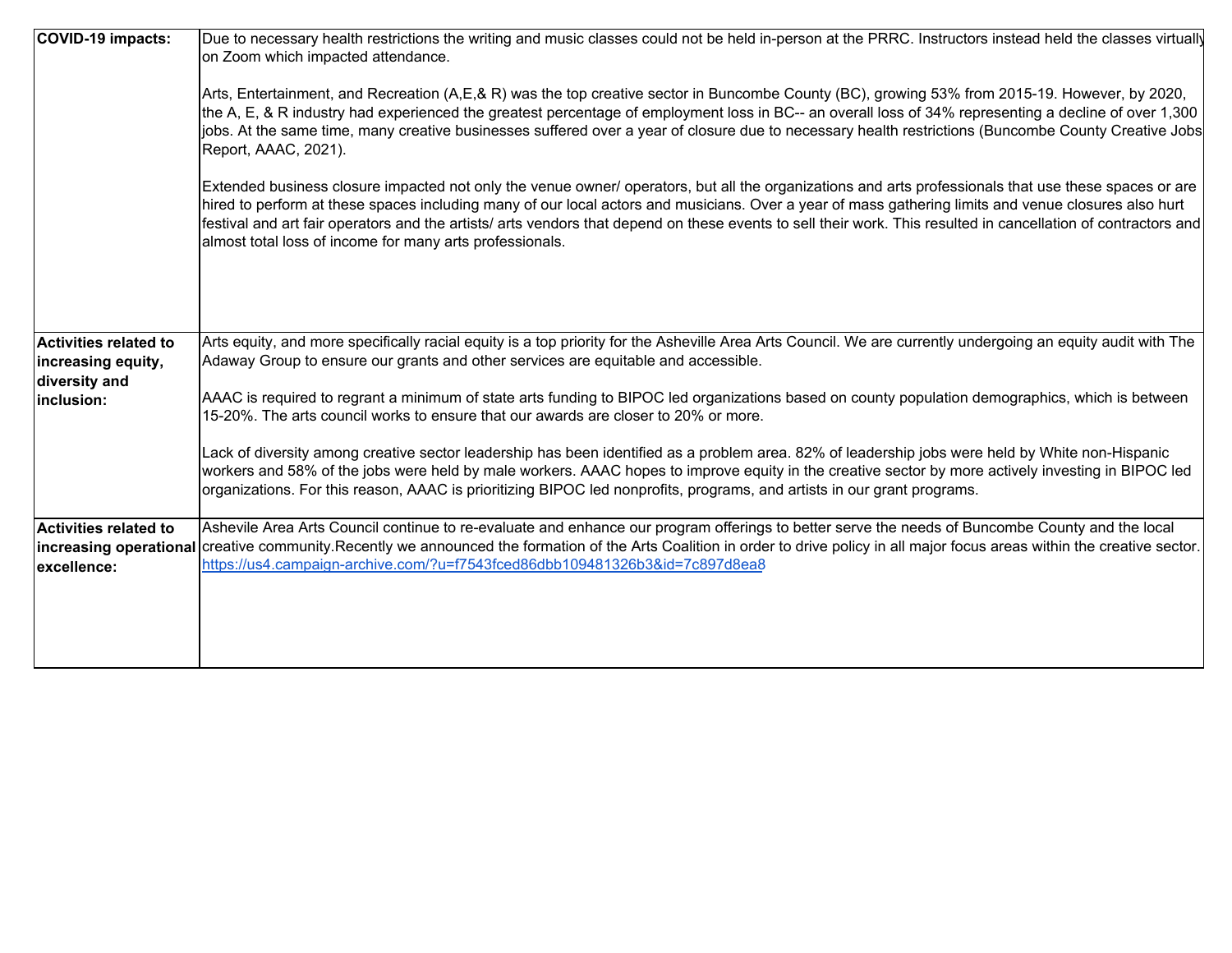| | |
|---|---|
| **COVID-19 impacts:** | Due to necessary health restrictions the writing and music classes could not be held in-person at the PRRC. Instructors instead held the classes virtually on Zoom which impacted attendance.<br><br>Arts, Entertainment, and Recreation (A,E,& R) was the top creative sector in Buncombe County (BC), growing 53% from 2015-19. However, by 2020, the A, E, & R industry had experienced the greatest percentage of employment loss in BC-- an overall loss of 34% representing a decline of over 1,300 jobs. At the same time, many creative businesses suffered over a year of closure due to necessary health restrictions (Buncombe County Creative Jobs Report, AAAC, 2021).<br><br>Extended business closure impacted not only the venue owner/ operators, but all the organizations and arts professionals that use these spaces or are hired to perform at these spaces including many of our local actors and musicians. Over a year of mass gathering limits and venue closures also hurt festival and art fair operators and the artists/ arts vendors that depend on these events to sell their work. This resulted in cancellation of contractors and almost total loss of income for many arts professionals. |
| **Activities related to increasing equity, diversity and inclusion:** | Arts equity, and more specifically racial equity is a top priority for the Asheville Area Arts Council. We are currently undergoing an equity audit with The Adaway Group to ensure our grants and other services are equitable and accessible.<br><br>AAAC is required to regrant a minimum of state arts funding to BIPOC led organizations based on county population demographics, which is between 15-20%. The arts council works to ensure that our awards are closer to 20% or more.<br><br>Lack of diversity among creative sector leadership has been identified as a problem area. 82% of leadership jobs were held by White non-Hispanic workers and 58% of the jobs were held by male workers. AAAC hopes to improve equity in the creative sector by more actively investing in BIPOC led organizations. For this reason, AAAC is prioritizing BIPOC led nonprofits, programs, and artists in our grant programs. |
| **Activities related to increasing operational excellence:** | Ashevile Area Arts Council continue to re-evaluate and enhance our program offerings to better serve the needs of Buncombe County and the local creative community.Recently we announced the formation of the Arts Coalition in order to drive policy in all major focus areas within the creative sector. https://us4.campaign-archive.com/?u=f7543fced86dbb109481326b3&id=7c897d8ea8 |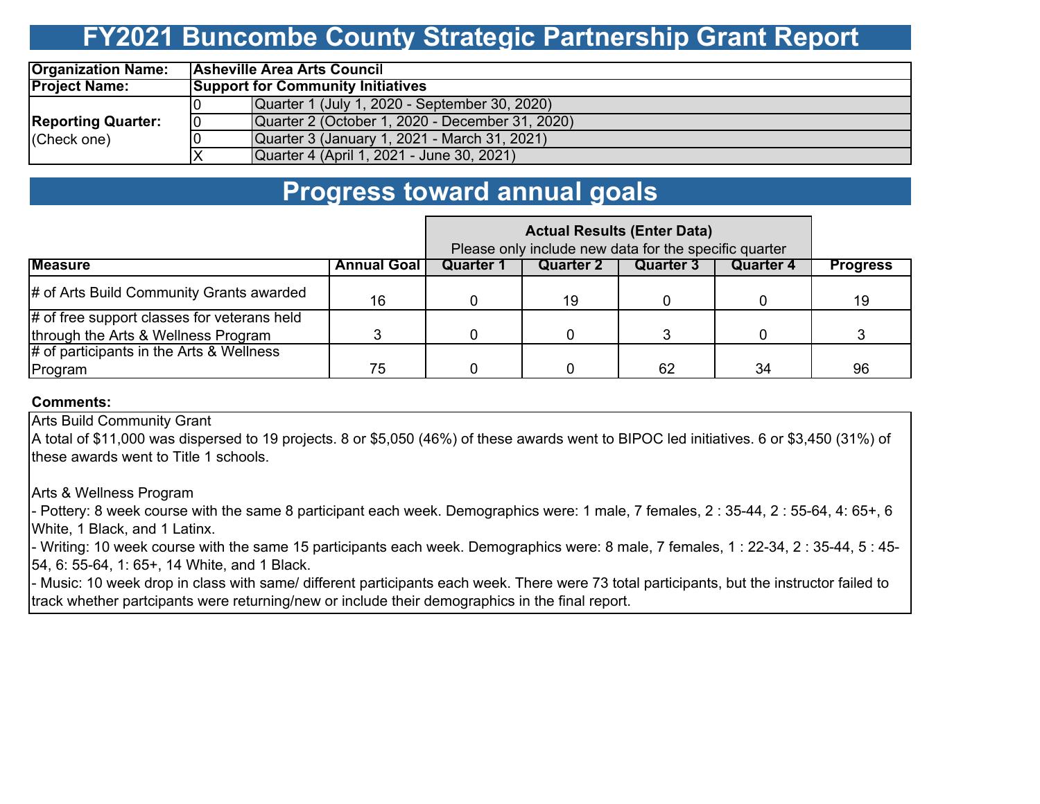# FY2021 Buncombe County Strategic Partnership Grant Report

| Organization Name: | Asheville Area Arts Council | |
|---|---|---|
| Project Name: | Support for Community Initiatives | |
| Reporting Quarter: (Check one) | 0 | Quarter 1 (July 1, 2020 - September 30, 2020) |
| | 0 | Quarter 2 (October 1, 2020 - December 31, 2020) |
| | 0 | Quarter 3 (January 1, 2021 - March 31, 2021) |
| | X | Quarter 4 (April 1, 2021 - June 30, 2021) |

## Progress toward annual goals

| | | Actual Results (Enter Data) Please only include new data for the specific quarter | | | | |
|---|---|---|---|---|---|---|
| **Measure** | **Annual Goal** | **Quarter 1** | **Quarter 2** | **Quarter 3** | **Quarter 4** | **Progress** |
| # of Arts Build Community Grants awarded | 16 | 0 | 19 | 0 | 0 | 19 |
| # of free support classes for veterans held through the Arts & Wellness Program | 3 | 0 | 0 | 3 | 0 | 3 |
| # of participants in the Arts & Wellness Program | 75 | 0 | 0 | 62 | 34 | 96 |

**Comments:**

Arts Build Community Grant

A total of $11,000 was dispersed to 19 projects. 8 or $5,050 (46%) of these awards went to BIPOC led initiatives. 6 or $3,450 (31%) of these awards went to Title 1 schools.

Arts & Wellness Program

- Pottery: 8 week course with the same 8 participant each week. Demographics were: 1 male, 7 females, 2 : 35-44, 2 : 55-64, 4: 65+, 6 White, 1 Black, and 1 Latinx.
- Writing: 10 week course with the same 15 participants each week. Demographics were: 8 male, 7 females, 1 : 22-34, 2 : 35-44, 5 : 45-54, 6: 55-64, 1: 65+, 14 White, and 1 Black.
- Music: 10 week drop in class with same/ different participants each week. There were 73 total participants, but the instructor failed to track whether partcipants were returning/new or include their demographics in the final report.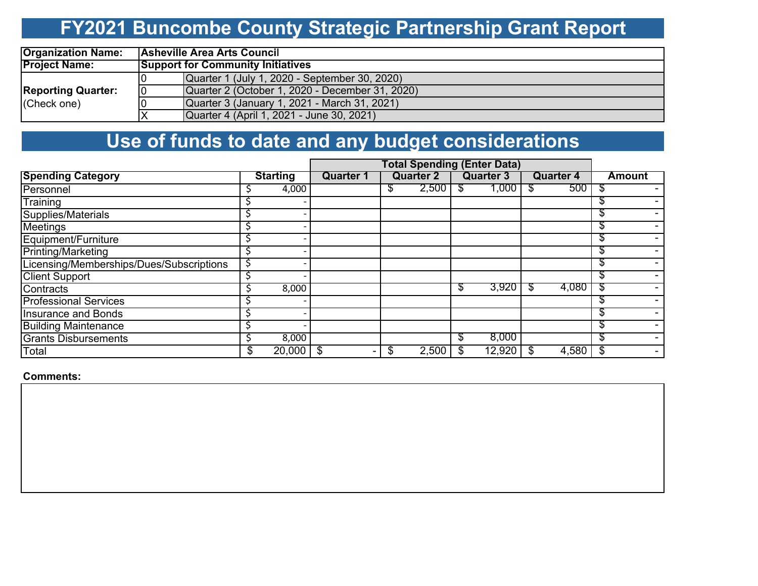# FY2021 Buncombe County Strategic Partnership Grant Report

| | | |
|---|---|---|
| **Organization Name:** | **Asheville Area Arts Council** | |
| **Project Name:** | **Support for Community Initiatives** | |
| **Reporting Quarter:** (Check one) | 0 | Quarter 1 (July 1, 2020 - September 30, 2020) |
| | 0 | Quarter 2 (October 1, 2020 - December 31, 2020) |
| | 0 | Quarter 3 (January 1, 2021 - March 31, 2021) |
| | X | Quarter 4 (April 1, 2021 - June 30, 2021) |

# Use of funds to date and any budget considerations

| | | Total Spending (Enter Data) | | | | |
|---|---|---|---|---|---|---|
| **Spending Category** | **Starting** | **Quarter 1** | **Quarter 2** | **Quarter 3** | **Quarter 4** | **Amount** |
| Personnel | $ 4,000 | | $ 2,500 | $ 1,000 | $ 500 | $ - |
| Training | $ - | | | | | $ - |
| Supplies/Materials | $ - | | | | | $ - |
| Meetings | $ - | | | | | $ - |
| Equipment/Furniture | $ - | | | | | $ - |
| Printing/Marketing | $ - | | | | | $ - |
| Licensing/Memberships/Dues/Subscriptions | $ - | | | | | $ - |
| Client Support | $ - | | | | | $ - |
| Contracts | $ 8,000 | | | $ 3,920 | $ 4,080 | $ - |
| Professional Services | $ - | | | | | $ - |
| Insurance and Bonds | $ - | | | | | $ - |
| Building Maintenance | $ - | | | | | $ - |
| Grants Disbursements | $ 8,000 | | | $ 8,000 | | $ - |
| Total | $ 20,000 | $ - | $ 2,500 | $ 12,920 | $ 4,580 | $ - |

**Comments:**